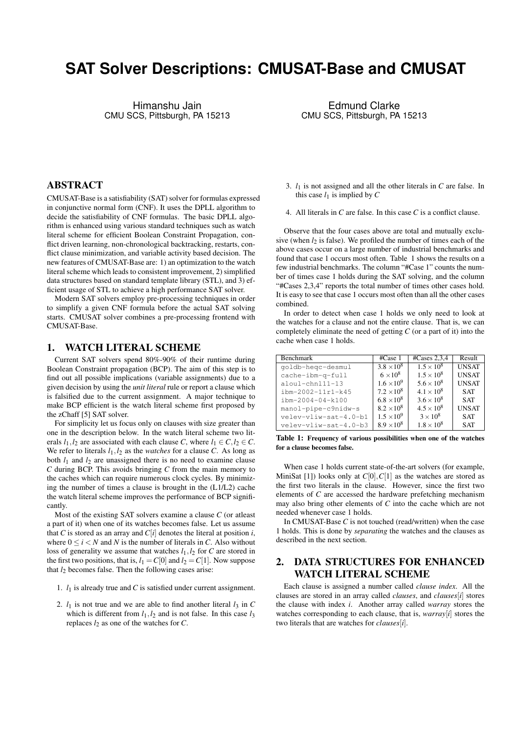# SAT Solver Descriptions: CMUSAT-Base and CMUSAT

Himanshu Jain
CMU SCS, Pittsburgh, PA 15213

Edmund Clarke
CMU SCS, Pittsburgh, PA 15213

## ABSTRACT

CMUSAT-Base is a satisfiability (SAT) solver for formulas expressed in conjunctive normal form (CNF). It uses the DPLL algorithm to decide the satisfiability of CNF formulas. The basic DPLL algorithm is enhanced using various standard techniques such as watch literal scheme for efficient Boolean Constraint Propagation, conflict driven learning, non-chronological backtracking, restarts, conflict clause minimization, and variable activity based decision. The new features of CMUSAT-Base are: 1) an optimization to the watch literal scheme which leads to consistent improvement, 2) simplified data structures based on standard template library (STL), and 3) efficient usage of STL to achieve a high performance SAT solver.

Modern SAT solvers employ pre-processing techniques in order to simplify a given CNF formula before the actual SAT solving starts. CMUSAT solver combines a pre-processing frontend with CMUSAT-Base.

## 1. WATCH LITERAL SCHEME

Current SAT solvers spend 80%-90% of their runtime during Boolean Constraint propagation (BCP). The aim of this step is to find out all possible implications (variable assignments) due to a given decision by using the *unit literal* rule or report a clause which is falsified due to the current assignment. A major technique to make BCP efficient is the watch literal scheme first proposed by the zChaff [5] SAT solver.

For simplicity let us focus only on clauses with size greater than one in the description below. In the watch literal scheme two literals $l_1, l_2$ are associated with each clause $C$, where $l_1 \in C, l_2 \in C$. We refer to literals $l_1, l_2$ as the *watches* for a clause $C$. As long as both $l_1$ and $l_2$ are unassigned there is no need to examine clause $C$ during BCP. This avoids bringing $C$ from the main memory to the caches which can require numerous clock cycles. By minimizing the number of times a clause is brought in the (L1/L2) cache the watch literal scheme improves the performance of BCP significantly.

Most of the existing SAT solvers examine a clause $C$ (or atleast a part of it) when one of its watches becomes false. Let us assume that $C$ is stored as an array and $C[i]$ denotes the literal at position $i$, where $0 \leq i < N$ and $N$ is the number of literals in $C$. Also without loss of generality we assume that watches $l_1, l_2$ for $C$ are stored in the first two positions, that is, $l_1 = C[0]$ and $l_2 = C[1]$. Now suppose that $l_2$ becomes false. Then the following cases arise:

1. $l_1$ is already true and $C$ is satisfied under current assignment.
2. $l_1$ is not true and we are able to find another literal $l_3$ in $C$ which is different from $l_1, l_2$ and is not false. In this case $l_3$ replaces $l_2$ as one of the watches for $C$.
3. $l_1$ is not assigned and all the other literals in $C$ are false. In this case $l_1$ is implied by $C$
4. All literals in $C$ are false. In this case $C$ is a conflict clause.

Observe that the four cases above are total and mutually exclusive (when $l_2$ is false). We profiled the number of times each of the above cases occur on a large number of industrial benchmarks and found that case 1 occurs most often. Table 1 shows the results on a few industrial benchmarks. The column "#Case 1" counts the number of times case 1 holds during the SAT solving, and the column "#Cases 2,3,4" reports the total number of times other cases hold. It is easy to see that case 1 occurs most often than all the other cases combined.

In order to detect when case 1 holds we only need to look at the watches for a clause and not the entire clause. That is, we can completely eliminate the need of getting $C$ (or a part of it) into the cache when case 1 holds.

| Benchmark | #Case 1 | #Cases 2,3,4 | Result |
|---|---|---|---|
| goldb-heqc-desmul | $3.8 \times 10^8$ | $1.5 \times 10^8$ | UNSAT |
| cache-ibm-q-full | $6 \times 10^8$ | $1.5 \times 10^8$ | UNSAT |
| aloul-chnl11-13 | $1.6 \times 10^9$ | $5.6 \times 10^8$ | UNSAT |
| ibm-2002-11r1-k45 | $7.2 \times 10^8$ | $4.1 \times 10^8$ | SAT |
| ibm-2004-04-k100 | $6.8 \times 10^8$ | $3.6 \times 10^8$ | SAT |
| manol-pipe-c9nidw-s | $8.2 \times 10^8$ | $4.5 \times 10^8$ | UNSAT |
| velev-vliw-sat-4.0-b1 | $1.5 \times 10^9$ | $3 \times 10^8$ | SAT |
| velev-vliw-sat-4.0-b3 | $8.9 \times 10^8$ | $1.8 \times 10^8$ | SAT |

**Table 1: Frequency of various possibilities when one of the watches for a clause becomes false.**

When case 1 holds current state-of-the-art solvers (for example, MiniSat [1]) looks only at $C[0], C[1]$ as the watches are stored as the first two literals in the clause. However, since the first two elements of $C$ are accessed the hardware prefetching mechanism may also bring other elements of $C$ into the cache which are not needed whenever case 1 holds.

In CMUSAT-Base $C$ is not touched (read/written) when the case 1 holds. This is done by *separating* the watches and the clauses as described in the next section.

## 2. DATA STRUCTURES FOR ENHANCED WATCH LITERAL SCHEME

Each clause is assigned a number called *clause index*. All the clauses are stored in an array called *clauses*, and *clauses*[$i$] stores the clause with index $i$. Another array called *warray* stores the watches corresponding to each clause, that is, *warray*[$i$] stores the two literals that are watches for *clauses*[$i$].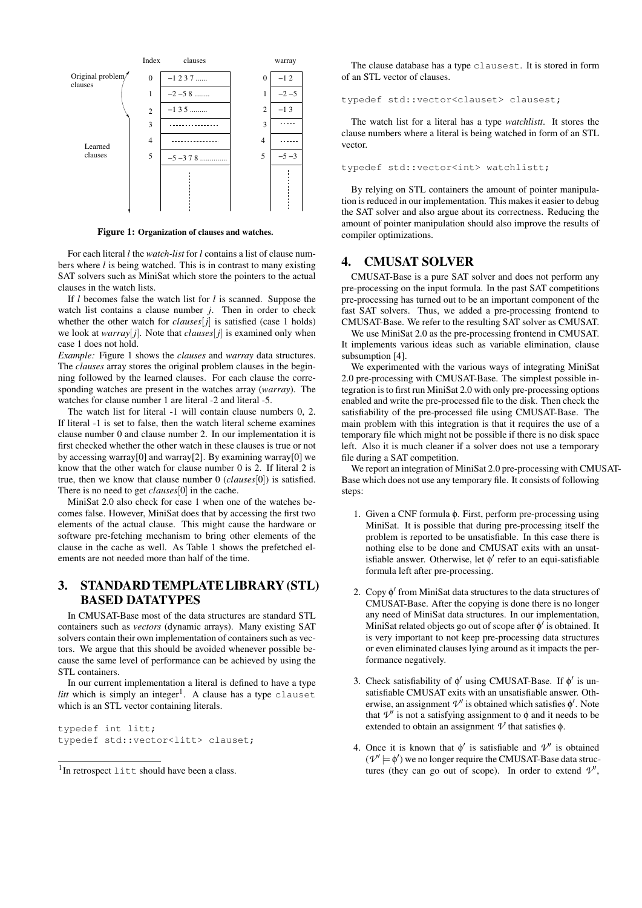Figure 1: Organization of clauses and watches.

For each literal $l$ the *watch-list* for $l$ contains a list of clause numbers where $l$ is being watched. This is in contrast to many existing SAT solvers such as MiniSat which store the pointers to the actual clauses in the watch lists.

If $l$ becomes false the watch list for $l$ is scanned. Suppose the watch list contains a clause number $j$. Then in order to check whether the other watch for *clauses*[$j$] is satisfied (case 1 holds) we look at *warray*[$j$]. Note that *clauses*[$j$] is examined only when case 1 does not hold.

*Example:* Figure 1 shows the *clauses* and *warray* data structures. The *clauses* array stores the original problem clauses in the beginning followed by the learned clauses. For each clause the corresponding watches are present in the watches array (*warray*). The watches for clause number 1 are literal -2 and literal -5.

The watch list for literal -1 will contain clause numbers 0, 2. If literal -1 is set to false, then the watch literal scheme examines clause number 0 and clause number 2. In our implementation it is first checked whether the other watch in these clauses is true or not by accessing warray[0] and warray[2]. By examining warray[0] we know that the other watch for clause number 0 is 2. If literal 2 is true, then we know that clause number 0 (*clauses*[0]) is satisfied. There is no need to get *clauses*[0] in the cache.

MiniSat 2.0 also check for case 1 when one of the watches becomes false. However, MiniSat does that by accessing the first two elements of the actual clause. This might cause the hardware or software pre-fetching mechanism to bring other elements of the clause in the cache as well. As Table 1 shows the prefetched elements are not needed more than half of the time.

## 3. STANDARD TEMPLATE LIBRARY (STL) BASED DATATYPES

In CMUSAT-Base most of the data structures are standard STL containers such as *vectors* (dynamic arrays). Many existing SAT solvers contain their own implementation of containers such as vectors. We argue that this should be avoided whenever possible because the same level of performance can be achieved by using the STL containers.

In our current implementation a literal is defined to have a type *litt* which is simply an integer[1]. A clause has a type `clauset` which is an STL vector containing literals.

```
typedef int litt;
typedef std::vector<litt> clauset;
```

[1]In retrospect `litt` should have been a class.

The clause database has a type `clausest`. It is stored in form of an STL vector of clauses.

```
typedef std::vector<clauset> clausest;
```

The watch list for a literal has a type *watchlistt*. It stores the clause numbers where a literal is being watched in form of an STL vector.

```
typedef std::vector<int> watchlistt;
```

By relying on STL containers the amount of pointer manipulation is reduced in our implementation. This makes it easier to debug the SAT solver and also argue about its correctness. Reducing the amount of pointer manipulation should also improve the results of compiler optimizations.

## 4. CMUSAT SOLVER

CMUSAT-Base is a pure SAT solver and does not perform any pre-processing on the input formula. In the past SAT competitions pre-processing has turned out to be an important component of the fast SAT solvers. Thus, we added a pre-processing frontend to CMUSAT-Base. We refer to the resulting SAT solver as CMUSAT.

We use MiniSat 2.0 as the pre-processing frontend in CMUSAT. It implements various ideas such as variable elimination, clause subsumption [4].

We experimented with the various ways of integrating MiniSat 2.0 pre-processing with CMUSAT-Base. The simplest possible integration is to first run MiniSat 2.0 with only pre-processing options enabled and write the pre-processed file to the disk. Then check the satisfiability of the pre-processed file using CMUSAT-Base. The main problem with this integration is that it requires the use of a temporary file which might not be possible if there is no disk space left. Also it is much cleaner if a solver does not use a temporary file during a SAT competition.

We report an integration of MiniSat 2.0 pre-processing with CMUSAT-Base which does not use any temporary file. It consists of following steps:

1. Given a CNF formula $\phi$. First, perform pre-processing using MiniSat. It is possible that during pre-processing itself the problem is reported to be unsatisfiable. In this case there is nothing else to be done and CMUSAT exits with an unsatisfiable answer. Otherwise, let $\phi'$ refer to an equi-satisfiable formula left after pre-processing.

2. Copy $\phi'$ from MiniSat data structures to the data structures of CMUSAT-Base. After the copying is done there is no longer any need of MiniSat data structures. In our implementation, MiniSat related objects go out of scope after $\phi'$ is obtained. It is very important to not keep pre-processing data structures or even eliminated clauses lying around as it impacts the performance negatively.

3. Check satisfiability of $\phi'$ using CMUSAT-Base. If $\phi'$ is unsatisfiable CMUSAT exits with an unsatisfiable answer. Otherwise, an assignment $\mathcal{V}'$ is obtained which satisfies $\phi'$. Note that $\mathcal{V}'$ is not a satisfying assignment to $\phi$ and it needs to be extended to obtain an assignment $\mathcal{V}$ that satisfies $\phi$.

4. Once it is known that $\phi'$ is satisfiable and $\mathcal{V}'$ is obtained ($\mathcal{V}' \models \phi'$) we no longer require the CMUSAT-Base data structures (they can go out of scope). In order to extend $\mathcal{V}'$,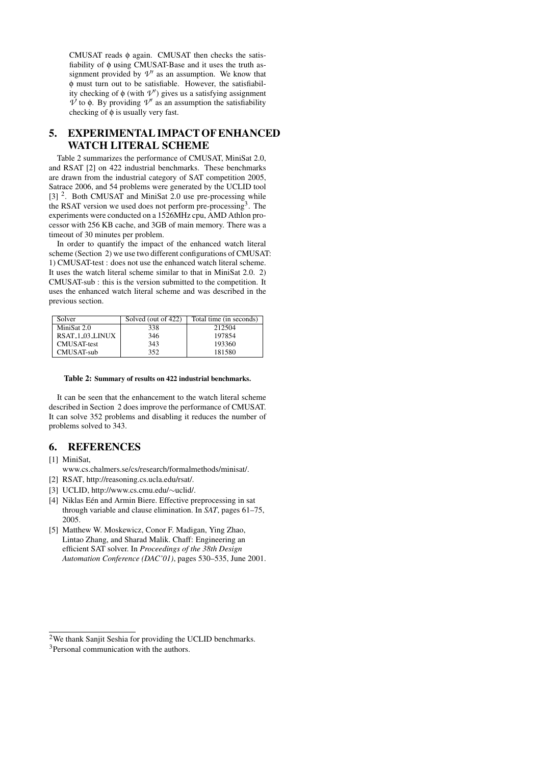CMUSAT reads $\phi$ again. CMUSAT then checks the satisfiability of $\phi$ using CMUSAT-Base and it uses the truth assignment provided by $\mathcal{V}''$ as an assumption. We know that $\phi$ must turn out to be satisfiable. However, the satisfiability checking of $\phi$ (with $\mathcal{V}''$) gives us a satisfying assignment $\mathcal{V}$ to $\phi$. By providing $\mathcal{V}''$ as an assumption the satisfiability checking of $\phi$ is usually very fast.

## 5. EXPERIMENTAL IMPACT OF ENHANCED WATCH LITERAL SCHEME

Table 2 summarizes the performance of CMUSAT, MiniSat 2.0, and RSAT [2] on 422 industrial benchmarks. These benchmarks are drawn from the industrial category of SAT competition 2005, Satrace 2006, and 54 problems were generated by the UCLID tool [3] [2]. Both CMUSAT and MiniSat 2.0 use pre-processing while the RSAT version we used does not perform pre-processing[3]. The experiments were conducted on a 1526MHz cpu, AMD Athlon processor with 256 KB cache, and 3GB of main memory. There was a timeout of 30 minutes per problem.

In order to quantify the impact of the enhanced watch literal scheme (Section 2) we use two different configurations of CMUSAT: 1) CMUSAT-test : does not use the enhanced watch literal scheme. It uses the watch literal scheme similar to that in MiniSat 2.0. 2) CMUSAT-sub : this is the version submitted to the competition. It uses the enhanced watch literal scheme and was described in the previous section.

| Solver | Solved (out of 422) | Total time (in seconds) |
|---|---|---|
| MiniSat 2.0 | 338 | 212504 |
| RSAT_1_03_LINUX | 346 | 197854 |
| CMUSAT-test | 343 | 193360 |
| CMUSAT-sub | 352 | 181580 |

**Table 2: Summary of results on 422 industrial benchmarks.**

It can be seen that the enhancement to the watch literal scheme described in Section 2 does improve the performance of CMUSAT. It can solve 352 problems and disabling it reduces the number of problems solved to 343.

## 6. REFERENCES

[1] MiniSat, www.cs.chalmers.se/cs/research/formalmethods/minisat/.

[2] RSAT, http://reasoning.cs.ucla.edu/rsat/.

[3] UCLID, http://www.cs.cmu.edu/∼uclid/.

[4] Niklas Eén and Armin Biere. Effective preprocessing in sat through variable and clause elimination. In *SAT*, pages 61–75, 2005.

[5] Matthew W. Moskewicz, Conor F. Madigan, Ying Zhao, Lintao Zhang, and Sharad Malik. Chaff: Engineering an efficient SAT solver. In *Proceedings of the 38th Design Automation Conference (DAC'01)*, pages 530–535, June 2001.

---

[2] We thank Sanjit Seshia for providing the UCLID benchmarks.

[3] Personal communication with the authors.